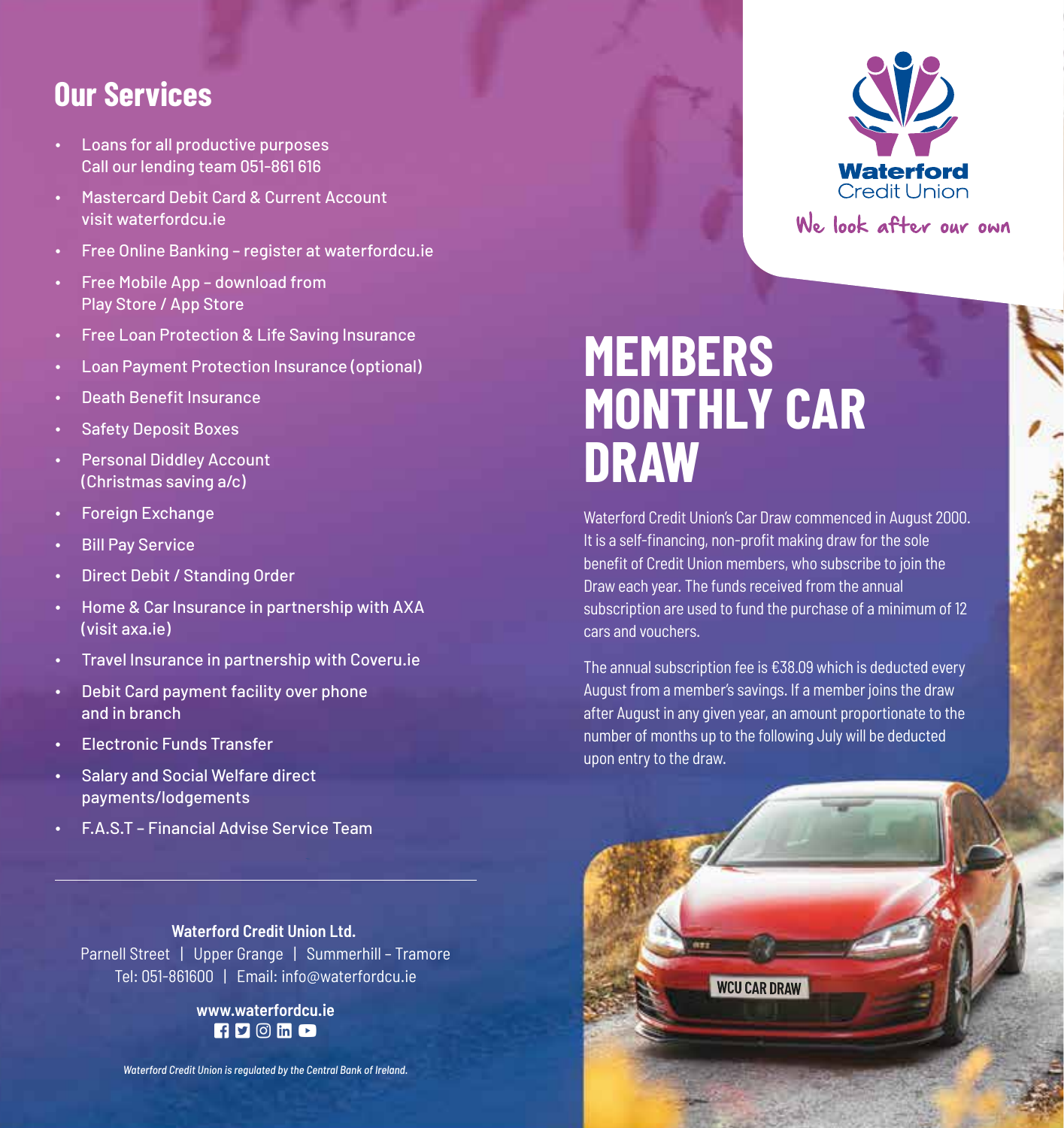## Our Services

- Loans for all productive purposes
  Call our lending team 051-861 616
- Mastercard Debit Card & Current Account
  visit waterfordcu.ie
- Free Online Banking – register at waterfordcu.ie
- Free Mobile App – download from
  Play Store / App Store
- Free Loan Protection & Life Saving Insurance
- Loan Payment Protection Insurance (optional)
- Death Benefit Insurance
- Safety Deposit Boxes
- Personal Diddley Account
  (Christmas saving a/c)
- Foreign Exchange
- Bill Pay Service
- Direct Debit / Standing Order
- Home & Car Insurance in partnership with AXA
  (visit axa.ie)
- Travel Insurance in partnership with Coveru.ie
- Debit Card payment facility over phone
  and in branch
- Electronic Funds Transfer
- Salary and Social Welfare direct
  payments/lodgements
- F.A.S.T – Financial Advise Service Team

---

**Waterford Credit Union Ltd.**
Parnell Street | Upper Grange | Summerhill – Tramore
Tel: 051-861600 | Email: info@waterfordcu.ie

**www.waterfordcu.ie**

*Waterford Credit Union is regulated by the Central Bank of Ireland.*

Waterford Credit Union

We look after our own

# MEMBERS MONTHLY CAR DRAW

Waterford Credit Union's Car Draw commenced in August 2000. It is a self-financing, non-profit making draw for the sole benefit of Credit Union members, who subscribe to join the Draw each year. The funds received from the annual subscription are used to fund the purchase of a minimum of 12 cars and vouchers.

The annual subscription fee is €38.09 which is deducted every August from a member's savings. If a member joins the draw after August in any given year, an amount proportionate to the number of months up to the following July will be deducted upon entry to the draw.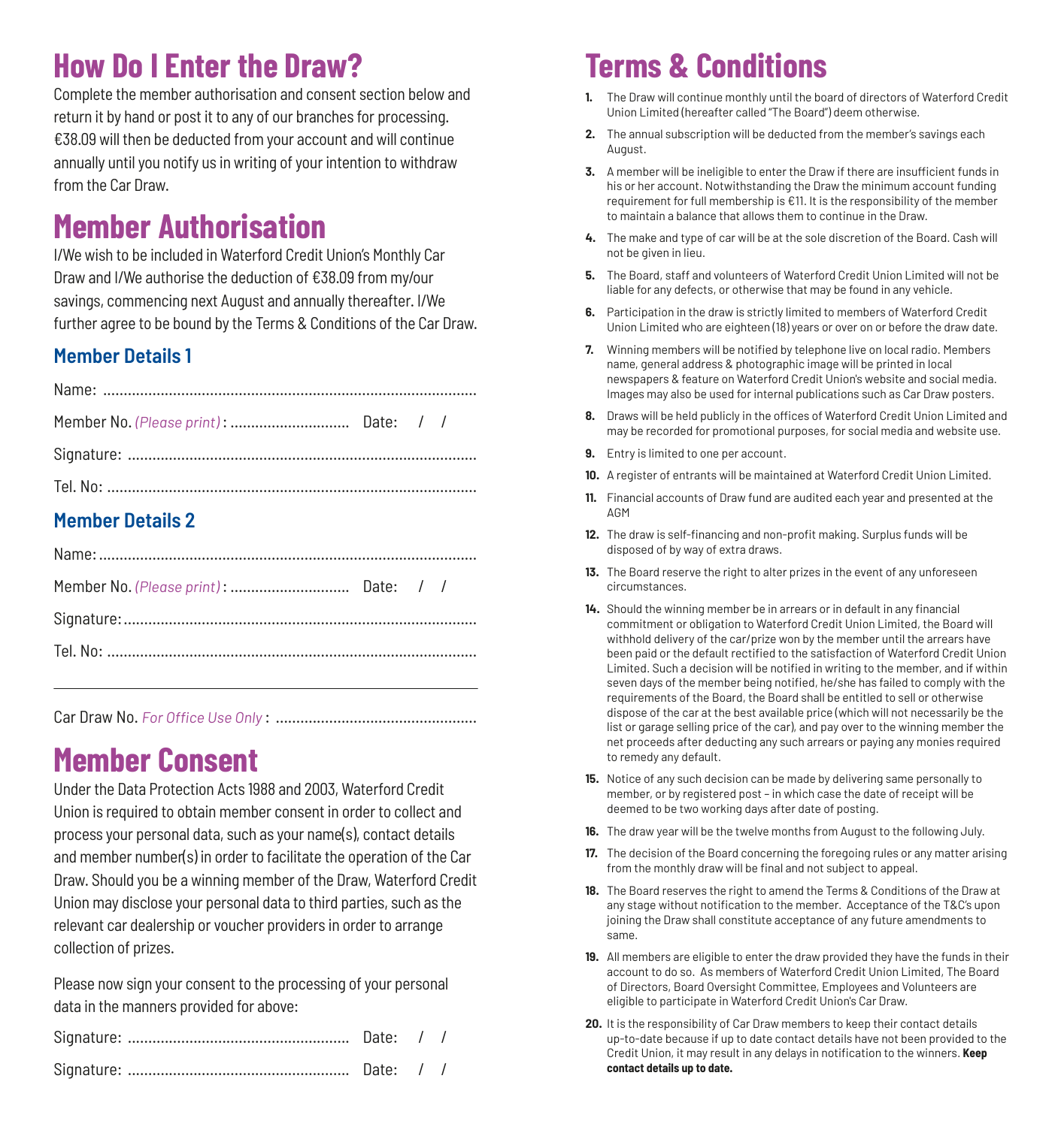# How Do I Enter the Draw?

Complete the member authorisation and consent section below and return it by hand or post it to any of our branches for processing. €38.09 will then be deducted from your account and will continue annually until you notify us in writing of your intention to withdraw from the Car Draw.

# Member Authorisation

I/We wish to be included in Waterford Credit Union's Monthly Car Draw and I/We authorise the deduction of €38.09 from my/our savings, commencing next August and annually thereafter. I/We further agree to be bound by the Terms & Conditions of the Car Draw.

### Member Details 1

Name: ..........................................................................................

Member No. *(Please print)* : ............................ Date: / /

Signature: .....................................................................................

Tel. No: .........................................................................................

### Member Details 2

Name: ..........................................................................................

Member No. *(Please print)* : ............................ Date: / /

Signature: .....................................................................................

Tel. No: .........................................................................................

---

Car Draw No. *For Office Use Only* : ................................................

# Member Consent

Under the Data Protection Acts 1988 and 2003, Waterford Credit Union is required to obtain member consent in order to collect and process your personal data, such as your name(s), contact details and member number(s) in order to facilitate the operation of the Car Draw. Should you be a winning member of the Draw, Waterford Credit Union may disclose your personal data to third parties, such as the relevant car dealership or voucher providers in order to arrange collection of prizes.

Please now sign your consent to the processing of your personal data in the manners provided for above:

Signature: ...................................................... Date: / /

Signature: ...................................................... Date: / /

# Terms & Conditions

1. The Draw will continue monthly until the board of directors of Waterford Credit Union Limited (hereafter called "The Board") deem otherwise.
2. The annual subscription will be deducted from the member's savings each August.
3. A member will be ineligible to enter the Draw if there are insufficient funds in his or her account. Notwithstanding the Draw the minimum account funding requirement for full membership is €11. It is the responsibility of the member to maintain a balance that allows them to continue in the Draw.
4. The make and type of car will be at the sole discretion of the Board. Cash will not be given in lieu.
5. The Board, staff and volunteers of Waterford Credit Union Limited will not be liable for any defects, or otherwise that may be found in any vehicle.
6. Participation in the draw is strictly limited to members of Waterford Credit Union Limited who are eighteen (18) years or over on or before the draw date.
7. Winning members will be notified by telephone live on local radio. Members name, general address & photographic image will be printed in local newspapers & feature on Waterford Credit Union's website and social media. Images may also be used for internal publications such as Car Draw posters.
8. Draws will be held publicly in the offices of Waterford Credit Union Limited and may be recorded for promotional purposes, for social media and website use.
9. Entry is limited to one per account.
10. A register of entrants will be maintained at Waterford Credit Union Limited.
11. Financial accounts of Draw fund are audited each year and presented at the AGM
12. The draw is self-financing and non-profit making. Surplus funds will be disposed of by way of extra draws.
13. The Board reserve the right to alter prizes in the event of any unforeseen circumstances.
14. Should the winning member be in arrears or in default in any financial commitment or obligation to Waterford Credit Union Limited, the Board will withhold delivery of the car/prize won by the member until the arrears have been paid or the default rectified to the satisfaction of Waterford Credit Union Limited. Such a decision will be notified in writing to the member, and if within seven days of the member being notified, he/she has failed to comply with the requirements of the Board, the Board shall be entitled to sell or otherwise dispose of the car at the best available price (which will not necessarily be the list or garage selling price of the car), and pay over to the winning member the net proceeds after deducting any such arrears or paying any monies required to remedy any default.
15. Notice of any such decision can be made by delivering same personally to member, or by registered post – in which case the date of receipt will be deemed to be two working days after date of posting.
16. The draw year will be the twelve months from August to the following July.
17. The decision of the Board concerning the foregoing rules or any matter arising from the monthly draw will be final and not subject to appeal.
18. The Board reserves the right to amend the Terms & Conditions of the Draw at any stage without notification to the member. Acceptance of the T&C's upon joining the Draw shall constitute acceptance of any future amendments to same.
19. All members are eligible to enter the draw provided they have the funds in their account to do so. As members of Waterford Credit Union Limited, The Board of Directors, Board Oversight Committee, Employees and Volunteers are eligible to participate in Waterford Credit Union's Car Draw.
20. It is the responsibility of Car Draw members to keep their contact details up-to-date because if up to date contact details have not been provided to the Credit Union, it may result in any delays in notification to the winners. **Keep contact details up to date.**